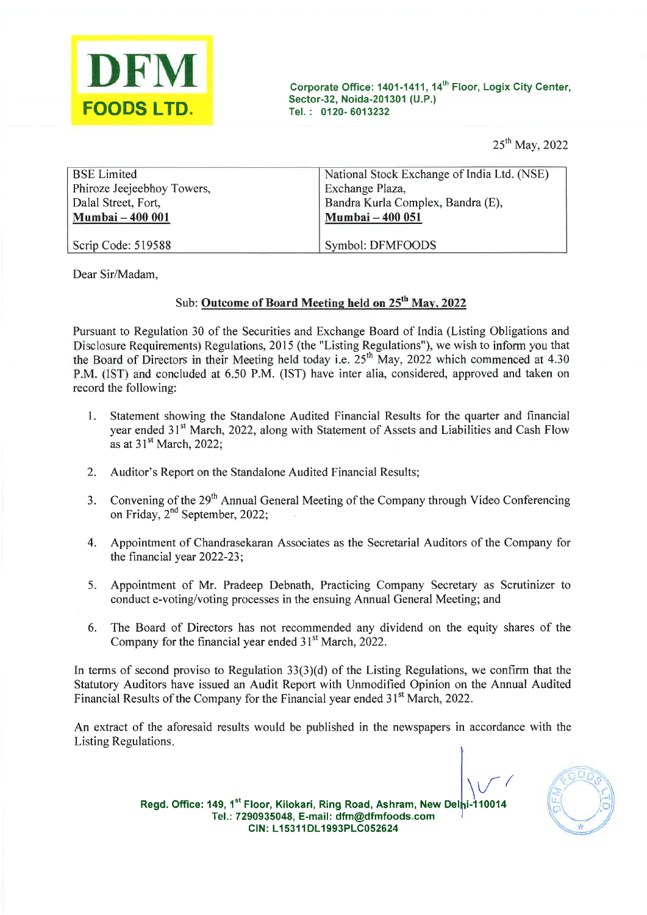**DFM**
**FOODS LTD.**

**Corporate Office: 1401-1411, 14th Floor, Logix City Center, Sector-32, Noida-201301 (U.P.)**
**Tel. : 0120- 6013232**

25th May, 2022

| BSE Limited<br>Phiroze Jeejeebhoy Towers,<br>Dalal Street, Fort,<br>**Mumbai – 400 001** | National Stock Exchange of India Ltd. (NSE)<br>Exchange Plaza,<br>Bandra Kurla Complex, Bandra (E),<br>**Mumbai – 400 051** |
|---|---|
| Scrip Code: 519588 | Symbol: DFMFOODS |

Dear Sir/Madam,

Sub: **Outcome of Board Meeting held on 25th May, 2022**

Pursuant to Regulation 30 of the Securities and Exchange Board of India (Listing Obligations and Disclosure Requirements) Regulations, 2015 (the "Listing Regulations"), we wish to inform you that the Board of Directors in their Meeting held today i.e. 25th May, 2022 which commenced at 4.30 P.M. (IST) and concluded at 6.50 P.M. (IST) have inter alia, considered, approved and taken on record the following:

1. Statement showing the Standalone Audited Financial Results for the quarter and financial year ended 31st March, 2022, along with Statement of Assets and Liabilities and Cash Flow as at 31st March, 2022;

2. Auditor's Report on the Standalone Audited Financial Results;

3. Convening of the 29th Annual General Meeting of the Company through Video Conferencing on Friday, 2nd September, 2022;

4. Appointment of Chandrasekaran Associates as the Secretarial Auditors of the Company for the financial year 2022-23;

5. Appointment of Mr. Pradeep Debnath, Practicing Company Secretary as Scrutinizer to conduct e-voting/voting processes in the ensuing Annual General Meeting; and

6. The Board of Directors has not recommended any dividend on the equity shares of the Company for the financial year ended 31st March, 2022.

In terms of second proviso to Regulation 33(3)(d) of the Listing Regulations, we confirm that the Statutory Auditors have issued an Audit Report with Unmodified Opinion on the Annual Audited Financial Results of the Company for the Financial year ended 31st March, 2022.

An extract of the aforesaid results would be published in the newspapers in accordance with the Listing Regulations.

**Regd. Office: 149, 1st Floor, Kilokari, Ring Road, Ashram, New Delhi-110014**
**Tel.: 7290935048, E-mail: dfm@dfmfoods.com**
**CIN: L15311DL1993PLC052624**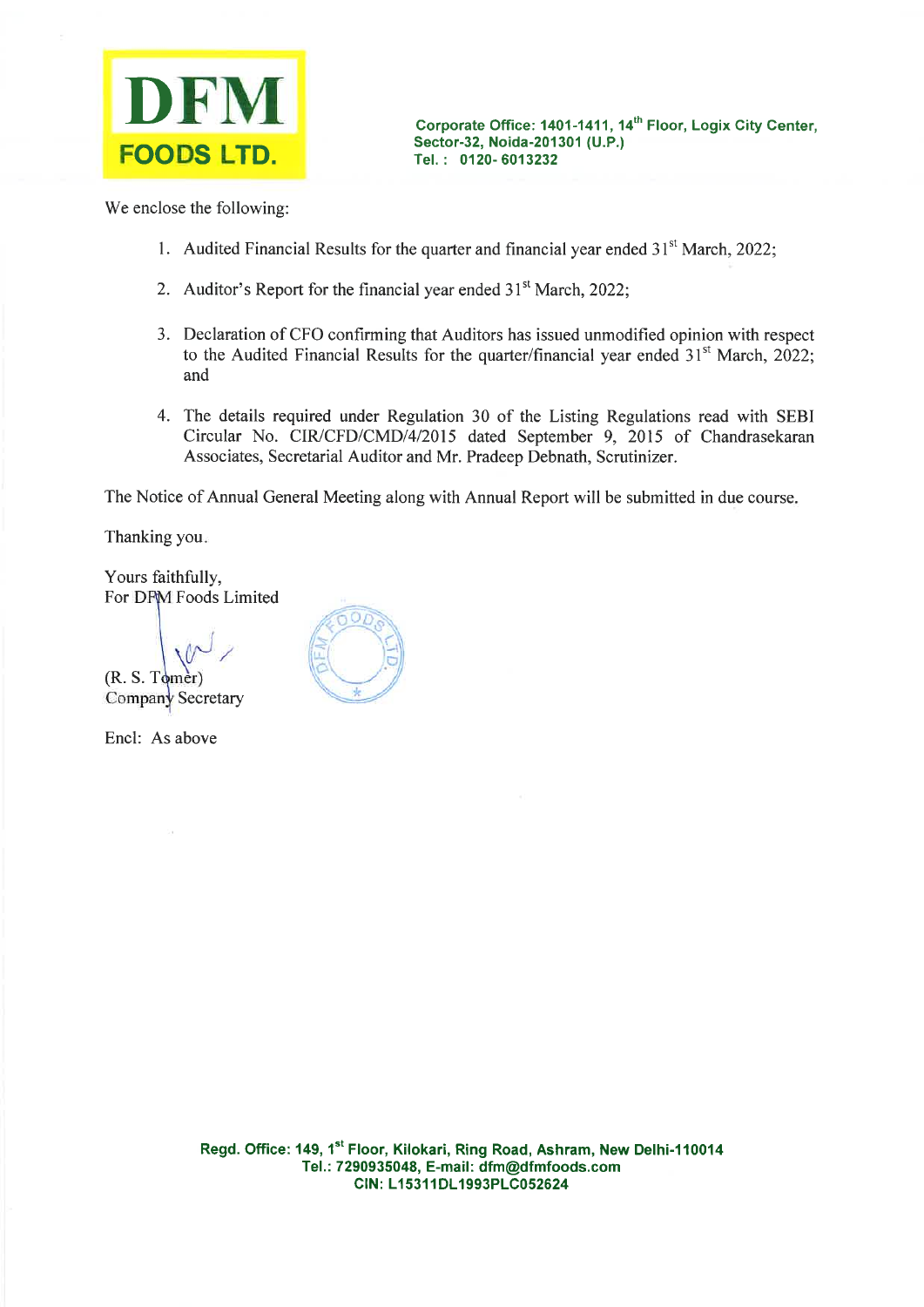**DFM**
**FOODS LTD.**

Corporate Office: 1401-1411, 14th Floor, Logix City Center, Sector-32, Noida-201301 (U.P.)
Tel. : 0120- 6013232

We enclose the following:

1. Audited Financial Results for the quarter and financial year ended 31st March, 2022;
2. Auditor's Report for the financial year ended 31st March, 2022;
3. Declaration of CFO confirming that Auditors has issued unmodified opinion with respect to the Audited Financial Results for the quarter/financial year ended 31st March, 2022; and
4. The details required under Regulation 30 of the Listing Regulations read with SEBI Circular No. CIR/CFD/CMD/4/2015 dated September 9, 2015 of Chandrasekaran Associates, Secretarial Auditor and Mr. Pradeep Debnath, Scrutinizer.

The Notice of Annual General Meeting along with Annual Report will be submitted in due course.

Thanking you.

Yours faithfully,
For DFM Foods Limited

(R. S. Tomer)
Company Secretary

Encl: As above

Regd. Office: 149, 1st Floor, Kilokari, Ring Road, Ashram, New Delhi-110014
Tel.: 7290935048, E-mail: dfm@dfmfoods.com
CIN: L15311DL1993PLC052624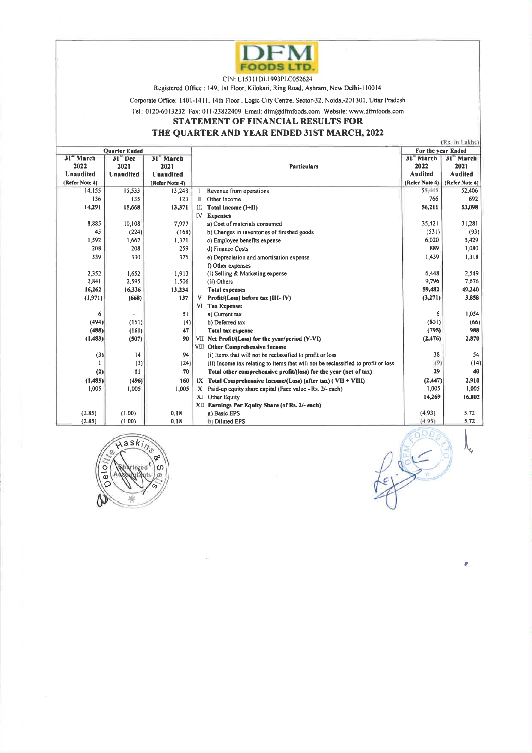# DFM FOODS LTD.

CIN: L15311DL1993PLC052624

Registered Office : 149, 1st Floor, Kilokari, Ring Road, Ashram, New Delhi-110014

Corporate Office: 1401-1411, 14th Floor, Logic City Centre, Sector-32, Noida,-201301, Uttar Pradesh

Tel.: 0120-6013232 Fax: 011-23822409 Email: dfm@dfmfoods.com Website: www.dfmfoods.com

## STATEMENT OF FINANCIAL RESULTS FOR THE QUARTER AND YEAR ENDED 31ST MARCH, 2022

(Rs. in Lakhs)

| Quarter Ended | | | | Particulars | For the year Ended | |
|---|---|---|---|---|---|---|
| 31st March 2022 Unaudited (Refer Note 4) | 31st Dec 2021 Unaudited | 31st March 2021 Unaudited (Refer Note 4) | | | 31st March 2022 Audited (Refer Note 4) | 31st March 2021 Audited (Refer Note 4) |
| 14,155 | 15,533 | 13,248 | I | Revenue from operations | 55,445 | 52,406 |
| 136 | 135 | 123 | II | Other Income | 766 | 692 |
| **14,291** | **15,668** | **13,371** | III | **Total Income (I+II)** | **56,211** | **53,098** |
| | | | IV | **Expenses** | | |
| 8,885 | 10,108 | 7,977 | | a) Cost of materials consumed | 35,421 | 31,281 |
| 45 | (224) | (168) | | b) Changes in inventories of finished goods | (531) | (93) |
| 1,592 | 1,667 | 1,371 | | c) Employee benefits expense | 6,020 | 5,429 |
| 208 | 208 | 259 | | d) Finance Costs | 889 | 1,080 |
| 339 | 330 | 376 | | e) Depreciation and amortisation expense | 1,439 | 1,318 |
| | | | | f) Other expenses | | |
| 2,352 | 1,652 | 1,913 | | (i) Selling & Marketing expense | 6,448 | 2,549 |
| 2,841 | 2,595 | 1,506 | | (ii) Others | 9,796 | 7,676 |
| **16,262** | **16,336** | **13,234** | | **Total expenses** | **59,482** | **49,240** |
| **(1,971)** | **(668)** | **137** | V | **Profit/(Loss) before tax (III- IV)** | **(3,271)** | **3,858** |
| | | | VI | **Tax Expense:** | | |
| 6 | - | 51 | | a) Current tax | 6 | 1,054 |
| (494) | (161) | (4) | | b) Deferred tax | (801) | (66) |
| **(488)** | **(161)** | **47** | | **Total tax expense** | **(795)** | **988** |
| **(1,483)** | **(507)** | **90** | VII | **Net Profit/(Loss) for the year/period (V-VI)** | **(2,476)** | **2,870** |
| | | | VIII | **Other Comprehensive Income** | | |
| (3) | 14 | 94 | | (i) Items that will not be reclassified to profit or loss | 38 | 54 |
| 1 | (3) | (24) | | (ii) Income tax relating to items that will not be reclassified to profit or loss | (9) | (14) |
| **(2)** | **11** | **70** | | **Total other comprehensive profit/(loss) for the year (net of tax)** | **29** | **40** |
| **(1,485)** | **(496)** | **160** | IX | **Total Comprehensive Income/(Loss) (after tax) ( VII + VIII)** | **(2,447)** | **2,910** |
| 1,005 | 1,005 | 1,005 | X | Paid-up equity share capital (Face value - Rs. 2/- each) | 1,005 | 1,005 |
| | | | XI | Other Equity | **14,269** | **16,802** |
| | | | XII | **Earnings Per Equity Share (of Rs. 2/- each)** | | |
| (2.85) | (1.00) | 0.18 | | a) Basic EPS | (4.93) | 5.72 |
| (2.85) | (1.00) | 0.18 | | b) Diluted EPS | (4.93) | 5.72 |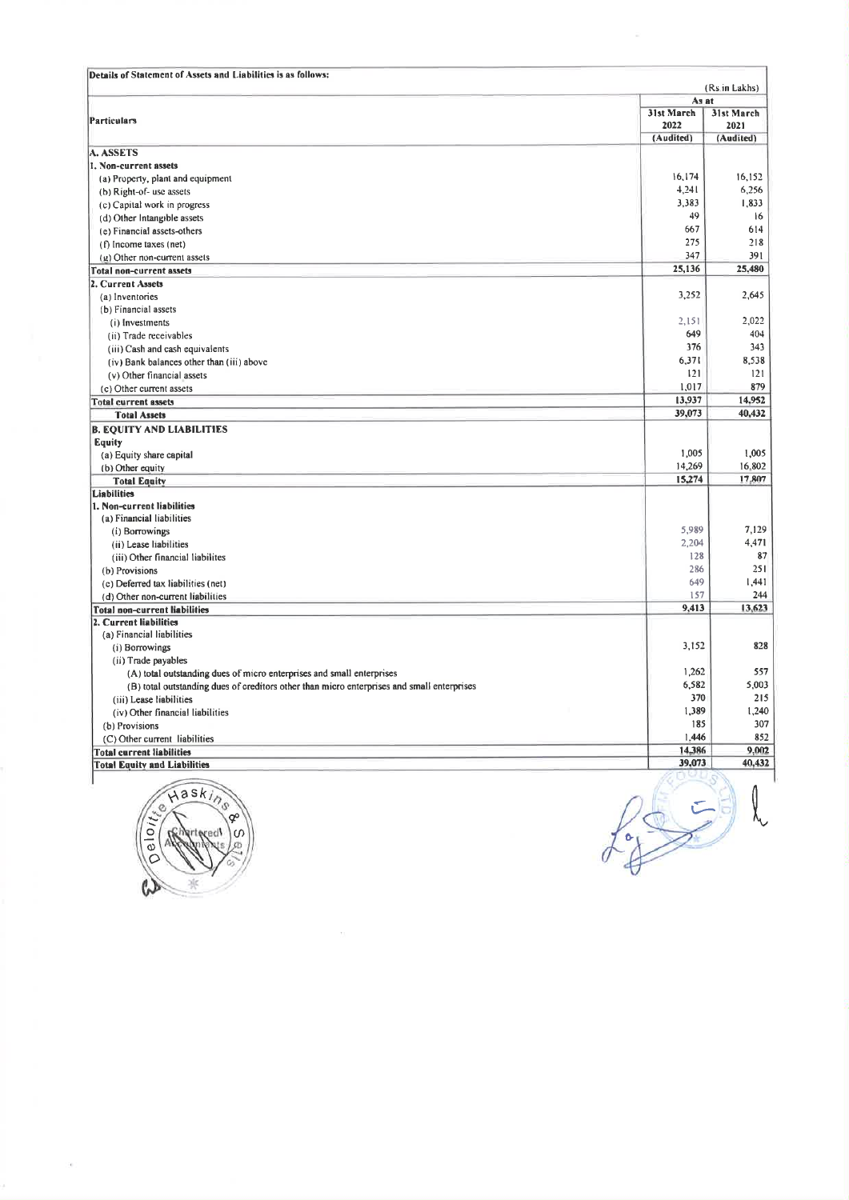**Details of Statement of Assets and Liabilities is as follows:**

(Rs in Lakhs)

| Particulars | As at | |
|---|---|---|
| | 31st March 2022 | 31st March 2021 |
| | (Audited) | (Audited) |
| **A. ASSETS** | | |
| **1. Non-current assets** | | |
| (a) Property, plant and equipment | 16,174 | 16,152 |
| (b) Right-of- use assets | 4,241 | 6,256 |
| (c) Capital work in progress | 3,383 | 1,833 |
| (d) Other Intangible assets | 49 | 16 |
| (e) Financial assets-others | 667 | 614 |
| (f) Income taxes (net) | 275 | 218 |
| (g) Other non-current assets | 347 | 391 |
| **Total non-current assets** | **25,136** | **25,480** |
| **2. Current Assets** | | |
| (a) Inventories | 3,252 | 2,645 |
| (b) Financial assets | | |
| (i) Investments | 2,151 | 2,022 |
| (ii) Trade receivables | 649 | 404 |
| (iii) Cash and cash equivalents | 376 | 343 |
| (iv) Bank balances other than (iii) above | 6,371 | 8,538 |
| (v) Other financial assets | 121 | 121 |
| (c) Other current assets | 1,017 | 879 |
| **Total current assets** | **13,937** | **14,952** |
| **Total Assets** | **39,073** | **40,432** |
| **B. EQUITY AND LIABILITIES** | | |
| **Equity** | | |
| (a) Equity share capital | 1,005 | 1,005 |
| (b) Other equity | 14,269 | 16,802 |
| **Total Equity** | **15,274** | **17,807** |
| **Liabilities** | | |
| **1. Non-current liabilities** | | |
| (a) Financial liabilities | | |
| (i) Borrowings | 5,989 | 7,129 |
| (ii) Lease liabilities | 2,204 | 4,471 |
| (iii) Other financial liabilites | 128 | 87 |
| (b) Provisions | 286 | 251 |
| (c) Deferred tax liabilities (net) | 649 | 1,441 |
| (d) Other non-current liabilities | 157 | 244 |
| **Total non-current liabilities** | **9,413** | **13,623** |
| **2. Current liabilities** | | |
| (a) Financial liabilities | | |
| (i) Borrowings | 3,152 | 828 |
| (ii) Trade payables | | |
| (A) total outstanding dues of micro enterprises and small enterprises | 1,262 | 557 |
| (B) total outstanding dues of creditors other than micro enterprises and small enterprises | 6,582 | 5,003 |
| (iii) Lease liabilities | 370 | 215 |
| (iv) Other financial liabilities | 1,389 | 1,240 |
| (b) Provisions | 185 | 307 |
| (C) Other current liabilities | 1,446 | 852 |
| **Total current liabilities** | **14,386** | **9,002** |
| **Total Equity and Liabilities** | **39,073** | **40,432** |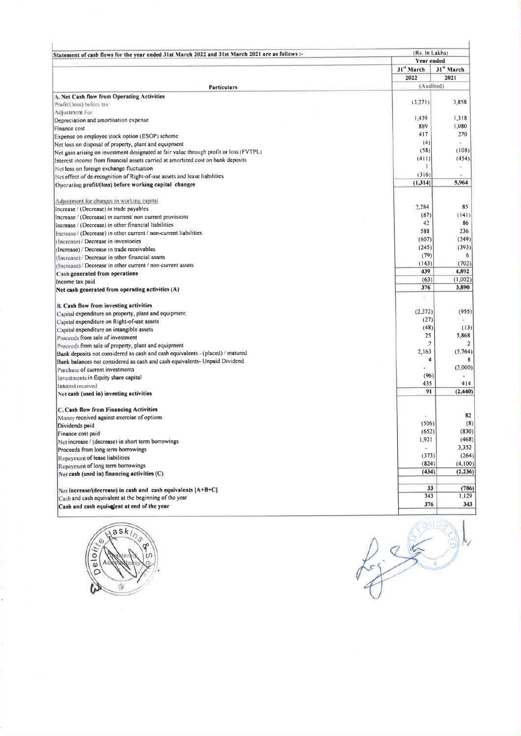| Statement of cash flows for the year ended 31st March 2022 and 31st March 2021 are as follows :- | (Rs. In Lakhs) | |
|---|---|---|
| | Year ended | |
| | 31st March 2022 | 31st March 2021 |
| Particulars | (Audited) | |
| **A. Net Cash flow from Operating Activities** | | |
| Profit/(loss) before tax | (3,271) | 3,858 |
| Adjustment For: | | |
| Depreciation and amortisation expense | 1,439 | 1,318 |
| Finance cost | 889 | 1,080 |
| Expense on employee stock option (ESOP) scheme | 417 | 270 |
| Net loss on disposal of property, plant and equipment | (4) | - |
| Net gain arising on investment designated at fair value through profit or loss (FVTPL) | (58) | (108) |
| Interest income from financial assets carried at amortized cost on bank deposits | (411) | (454) |
| Net loss on foreign exchange fluctuation | 1 | - |
| Net effect of de-recognition of Right-of-use assets and lease liabilities | (316) | - |
| **Operating profit/(loss) before working capital changes** | **(1,314)** | **5,964** |
| | | |
| Adjustment for changes in working capital | | |
| Increase / (Decrease) in trade payables | 2,284 | 85 |
| Increase / (Decrease) in current/ non current provisions | (87) | (141) |
| Increase / (Decrease) in other financial liabilities | 42 | 86 |
| Increase / (Decrease) in other current / non-current liabilities | 588 | 236 |
| (Increase) / Decrease in inventories | (607) | (249) |
| (Increase) / Decrease in trade receivables | (245) | (393) |
| (Increase) / Decrease in other financial assets | (79) | 6 |
| (Increase) / Decrease in other current / non-current assets | (143) | (702) |
| **Cash generated from operations** | **439** | **4,892** |
| Income tax paid | (63) | (1,002) |
| **Net cash generated from operating activities (A)** | **376** | **3,890** |
| | | |
| **B. Cash flow from investing activities** | | |
| Capital expenditure on property, plant and equipment | (2,372) | (955) |
| Capital expenditure on Right-of-use assets | (27) | - |
| Capital expenditure on intangible assets | (48) | (13) |
| Proceeds from sale of investment | 25 | 5,868 |
| Proceeds from sale of property, plant and equipment | 7 | 2 |
| Bank deposits not considered as cash and cash equivalents - (placed) / matured | 2,163 | (5,764) |
| Bank balances not considered as cash and cash equivalents- Unpaid Dividend | 4 | 8 |
| Purchase of current investments | - | (2,000) |
| Investments in Equity share capital | (96) | - |
| Interest received | 435 | 414 |
| **Net cash (used in) investing activities** | **91** | **(2,440)** |
| | | |
| **C. Cash flow from Financing Activities** | | |
| Money received against exercise of options | - | 82 |
| Dividends paid | (506) | (8) |
| Finance cost paid | (652) | (830) |
| Net increase / (decrease) in short term borrowings | 1,921 | (468) |
| Proceeds from long term borrowings | - | 3,352 |
| Repayment of lease liabilities | (373) | (264) |
| Repayment of long term borrowings | (824) | (4,100) |
| **Net cash (used in) financing activities (C)** | **(434)** | **(2,236)** |
| | | |
| Net increase/(decrease) in cash and cash equivalents [A+B+C] | 33 | (786) |
| Cash and cash equivalent at the beginning of the year | 343 | 1,129 |
| **Cash and cash equivalent at end of the year** | **376** | **343** |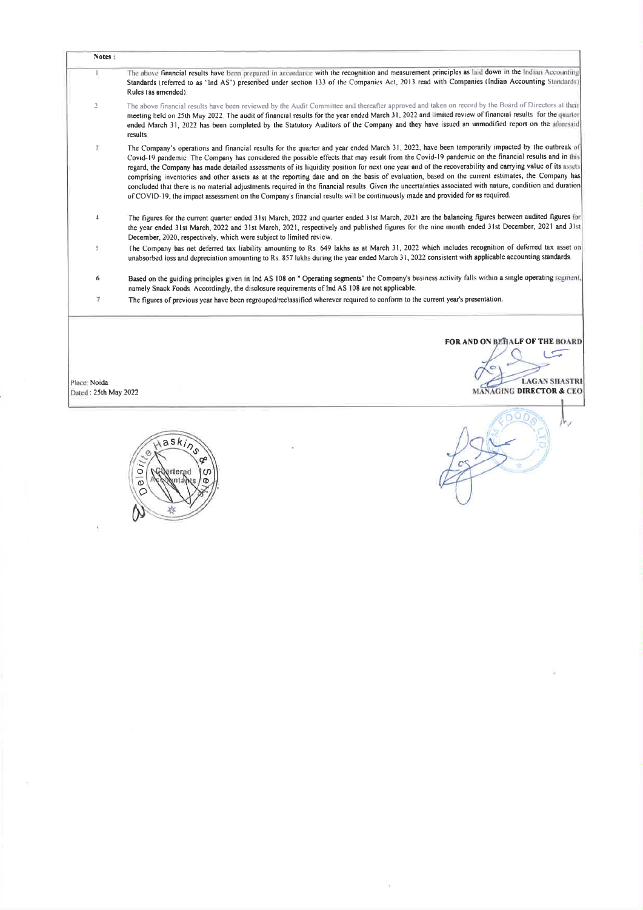**Notes :**

1. The above financial results have been prepared in accordance with the recognition and measurement principles as laid down in the Indian Accounting Standards (referred to as "Ind AS") prescribed under section 133 of the Companies Act, 2013 read with Companies (Indian Accounting Standards) Rules (as amended)

2. The above financial results have been reviewed by the Audit Committee and thereafter approved and taken on record by the Board of Directors at their meeting held on 25th May 2022. The audit of financial results for the year ended March 31, 2022 and limited review of financial results for the quarter ended March 31, 2022 has been completed by the Statutory Auditors of the Company and they have issued an unmodified report on the aforesaid results.

3. The Company's operations and financial results for the quarter and year ended March 31, 2022, have been temporarily impacted by the outbreak of Covid-19 pandemic. The Company has considered the possible effects that may result from the Covid-19 pandemic on the financial results and in this regard, the Company has made detailed assessments of its liquidity position for next one year and of the recoverability and carrying value of its assets comprising inventories and other assets as at the reporting date and on the basis of evaluation, based on the current estimates, the Company has concluded that there is no material adjustments required in the financial results. Given the uncertainties associated with nature, condition and duration of COVID-19, the impact assessment on the Company's financial results will be continuously made and provided for as required.

4. The figures for the current quarter ended 31st March, 2022 and quarter ended 31st March, 2021 are the balancing figures between audited figures for the year ended 31st March, 2022 and 31st March, 2021, respectively and published figures for the nine month ended 31st December, 2021 and 31st December, 2020, respectively, which were subject to limited review.

5. The Company has net deferred tax liability amounting to Rs. 649 lakhs as at March 31, 2022 which includes recognition of deferred tax asset on unabsorbed loss and depreciation amounting to Rs. 857 lakhs during the year ended March 31, 2022 consistent with applicable accounting standards.

6. Based on the guiding principles given in Ind AS 108 on " Operating segments" the Company's business activity falls within a single operating segment, namely Snack Foods. Accordingly, the disclosure requirements of Ind AS 108 are not applicable.

7. The figures of previous year have been regrouped/reclassified wherever required to conform to the current year's presentation.

**FOR AND ON BEHALF OF THE BOARD**

**LAGAN SHASTRI**
**MANAGING DIRECTOR & CEO**

Place: Noida
Dated : 25th May 2022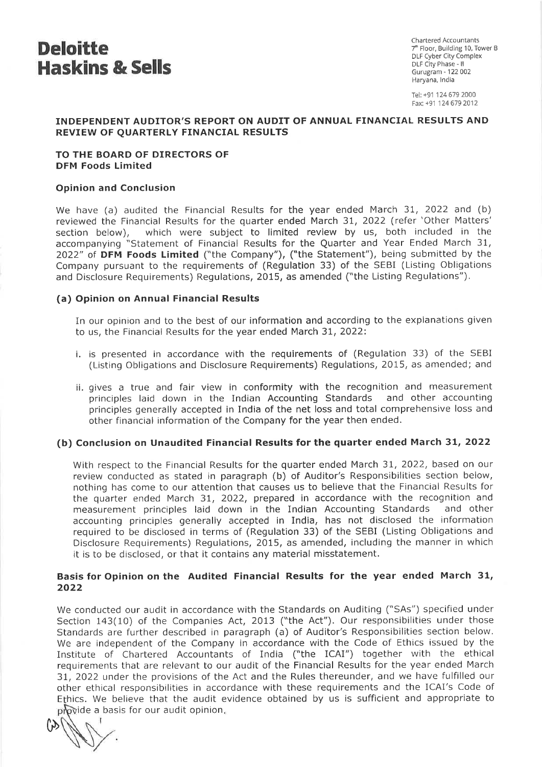# Deloitte Haskins & Sells

Chartered Accountants
7th Floor, Building 10, Tower B
DLF Cyber City Complex
DLF City Phase - II
Gurugram - 122 002
Haryana, India

Tel: +91 124 679 2000
Fax: +91 124 679 2012

## INDEPENDENT AUDITOR'S REPORT ON AUDIT OF ANNUAL FINANCIAL RESULTS AND REVIEW OF QUARTERLY FINANCIAL RESULTS

**TO THE BOARD OF DIRECTORS OF**
**DFM Foods Limited**

### Opinion and Conclusion

We have (a) audited the Financial Results for the year ended March 31, 2022 and (b) reviewed the Financial Results for the quarter ended March 31, 2022 (refer 'Other Matters' section below), which were subject to limited review by us, both included in the accompanying "Statement of Financial Results for the Quarter and Year Ended March 31, 2022" of **DFM Foods Limited** ("the Company"), ("the Statement"), being submitted by the Company pursuant to the requirements of (Regulation 33) of the SEBI (Listing Obligations and Disclosure Requirements) Regulations, 2015, as amended ("the Listing Regulations").

### (a) Opinion on Annual Financial Results

In our opinion and to the best of our information and according to the explanations given to us, the Financial Results for the year ended March 31, 2022:

i. is presented in accordance with the requirements of (Regulation 33) of the SEBI (Listing Obligations and Disclosure Requirements) Regulations, 2015, as amended; and

ii. gives a true and fair view in conformity with the recognition and measurement principles laid down in the Indian Accounting Standards and other accounting principles generally accepted in India of the net loss and total comprehensive loss and other financial information of the Company for the year then ended.

### (b) Conclusion on Unaudited Financial Results for the quarter ended March 31, 2022

With respect to the Financial Results for the quarter ended March 31, 2022, based on our review conducted as stated in paragraph (b) of Auditor's Responsibilities section below, nothing has come to our attention that causes us to believe that the Financial Results for the quarter ended March 31, 2022, prepared in accordance with the recognition and measurement principles laid down in the Indian Accounting Standards and other accounting principles generally accepted in India, has not disclosed the information required to be disclosed in terms of (Regulation 33) of the SEBI (Listing Obligations and Disclosure Requirements) Regulations, 2015, as amended, including the manner in which it is to be disclosed, or that it contains any material misstatement.

### Basis for Opinion on the Audited Financial Results for the year ended March 31, 2022

We conducted our audit in accordance with the Standards on Auditing ("SAs") specified under Section 143(10) of the Companies Act, 2013 ("the Act"). Our responsibilities under those Standards are further described in paragraph (a) of Auditor's Responsibilities section below. We are independent of the Company in accordance with the Code of Ethics issued by the Institute of Chartered Accountants of India ("the ICAI") together with the ethical requirements that are relevant to our audit of the Financial Results for the year ended March 31, 2022 under the provisions of the Act and the Rules thereunder, and we have fulfilled our other ethical responsibilities in accordance with these requirements and the ICAI's Code of Ethics. We believe that the audit evidence obtained by us is sufficient and appropriate to provide a basis for our audit opinion.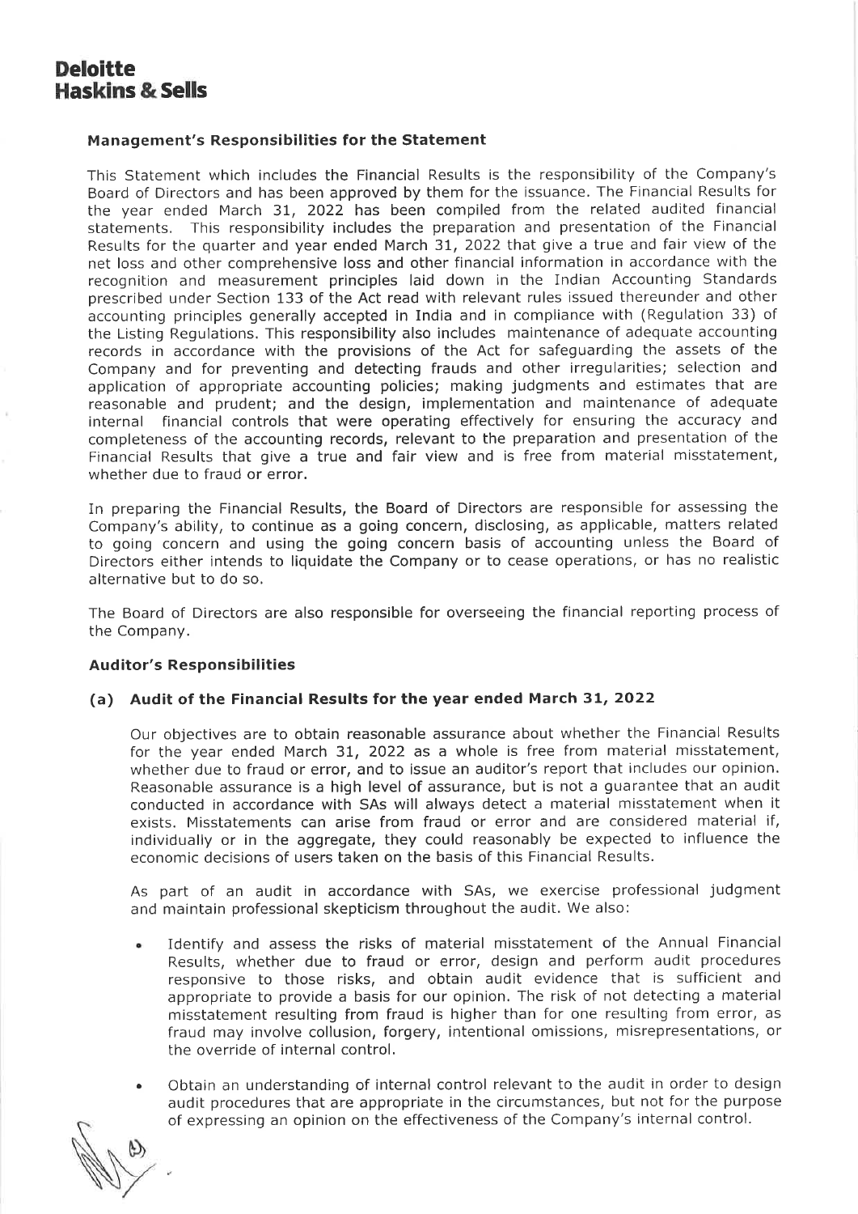**Deloitte**
**Haskins & Sells**

### Management's Responsibilities for the Statement

This Statement which includes the Financial Results is the responsibility of the Company's Board of Directors and has been approved by them for the issuance. The Financial Results for the year ended March 31, 2022 has been compiled from the related audited financial statements. This responsibility includes the preparation and presentation of the Financial Results for the quarter and year ended March 31, 2022 that give a true and fair view of the net loss and other comprehensive loss and other financial information in accordance with the recognition and measurement principles laid down in the Indian Accounting Standards prescribed under Section 133 of the Act read with relevant rules issued thereunder and other accounting principles generally accepted in India and in compliance with (Regulation 33) of the Listing Regulations. This responsibility also includes maintenance of adequate accounting records in accordance with the provisions of the Act for safeguarding the assets of the Company and for preventing and detecting frauds and other irregularities; selection and application of appropriate accounting policies; making judgments and estimates that are reasonable and prudent; and the design, implementation and maintenance of adequate internal financial controls that were operating effectively for ensuring the accuracy and completeness of the accounting records, relevant to the preparation and presentation of the Financial Results that give a true and fair view and is free from material misstatement, whether due to fraud or error.

In preparing the Financial Results, the Board of Directors are responsible for assessing the Company's ability, to continue as a going concern, disclosing, as applicable, matters related to going concern and using the going concern basis of accounting unless the Board of Directors either intends to liquidate the Company or to cease operations, or has no realistic alternative but to do so.

The Board of Directors are also responsible for overseeing the financial reporting process of the Company.

### Auditor's Responsibilities

#### (a) Audit of the Financial Results for the year ended March 31, 2022

Our objectives are to obtain reasonable assurance about whether the Financial Results for the year ended March 31, 2022 as a whole is free from material misstatement, whether due to fraud or error, and to issue an auditor's report that includes our opinion. Reasonable assurance is a high level of assurance, but is not a guarantee that an audit conducted in accordance with SAs will always detect a material misstatement when it exists. Misstatements can arise from fraud or error and are considered material if, individually or in the aggregate, they could reasonably be expected to influence the economic decisions of users taken on the basis of this Financial Results.

As part of an audit in accordance with SAs, we exercise professional judgment and maintain professional skepticism throughout the audit. We also:

- Identify and assess the risks of material misstatement of the Annual Financial Results, whether due to fraud or error, design and perform audit procedures responsive to those risks, and obtain audit evidence that is sufficient and appropriate to provide a basis for our opinion. The risk of not detecting a material misstatement resulting from fraud is higher than for one resulting from error, as fraud may involve collusion, forgery, intentional omissions, misrepresentations, or the override of internal control.
- Obtain an understanding of internal control relevant to the audit in order to design audit procedures that are appropriate in the circumstances, but not for the purpose of expressing an opinion on the effectiveness of the Company's internal control.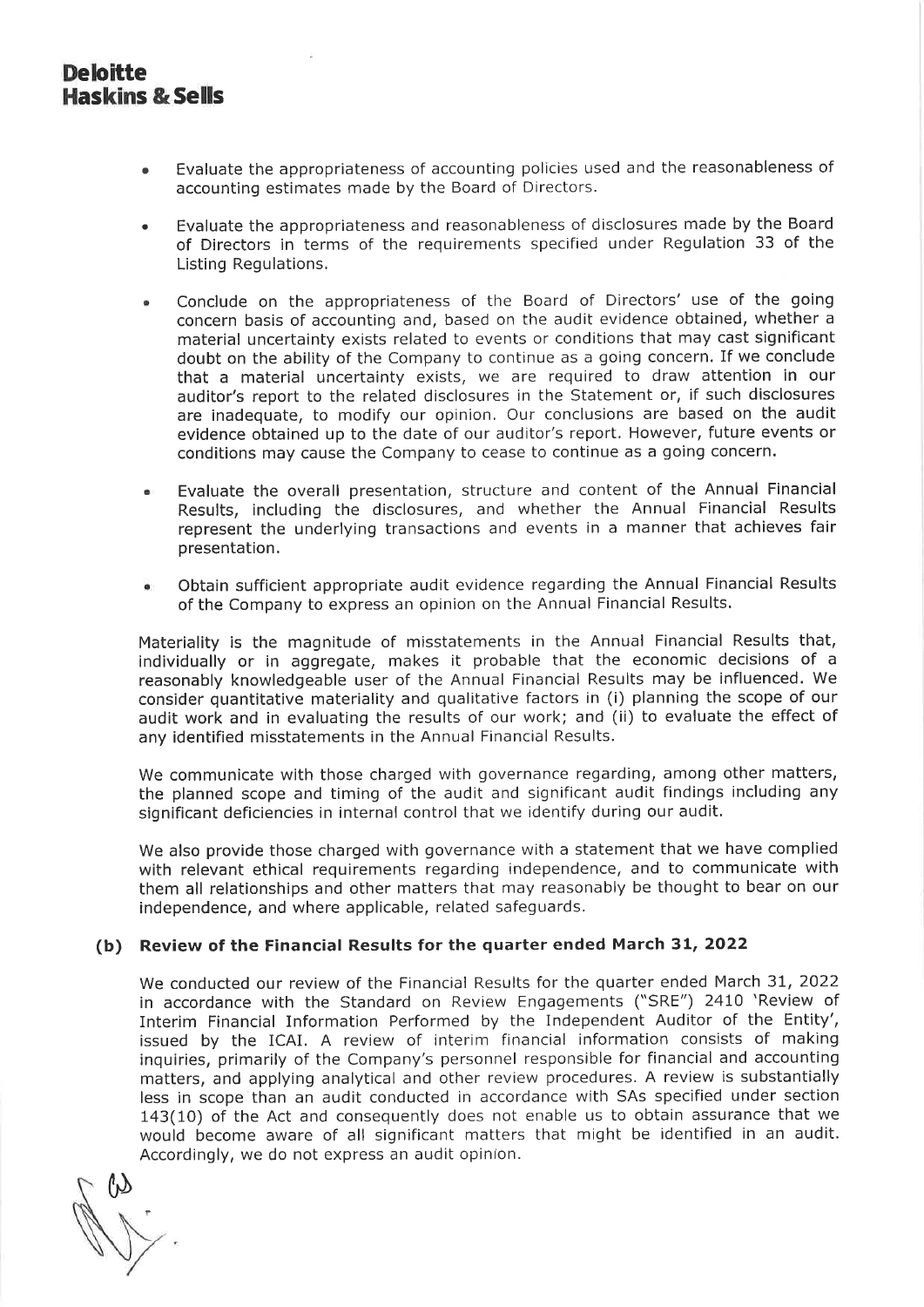- Evaluate the appropriateness of accounting policies used and the reasonableness of accounting estimates made by the Board of Directors.
- Evaluate the appropriateness and reasonableness of disclosures made by the Board of Directors in terms of the requirements specified under Regulation 33 of the Listing Regulations.
- Conclude on the appropriateness of the Board of Directors' use of the going concern basis of accounting and, based on the audit evidence obtained, whether a material uncertainty exists related to events or conditions that may cast significant doubt on the ability of the Company to continue as a going concern. If we conclude that a material uncertainty exists, we are required to draw attention in our auditor's report to the related disclosures in the Statement or, if such disclosures are inadequate, to modify our opinion. Our conclusions are based on the audit evidence obtained up to the date of our auditor's report. However, future events or conditions may cause the Company to cease to continue as a going concern.
- Evaluate the overall presentation, structure and content of the Annual Financial Results, including the disclosures, and whether the Annual Financial Results represent the underlying transactions and events in a manner that achieves fair presentation.
- Obtain sufficient appropriate audit evidence regarding the Annual Financial Results of the Company to express an opinion on the Annual Financial Results.

Materiality is the magnitude of misstatements in the Annual Financial Results that, individually or in aggregate, makes it probable that the economic decisions of a reasonably knowledgeable user of the Annual Financial Results may be influenced. We consider quantitative materiality and qualitative factors in (i) planning the scope of our audit work and in evaluating the results of our work; and (ii) to evaluate the effect of any identified misstatements in the Annual Financial Results.

We communicate with those charged with governance regarding, among other matters, the planned scope and timing of the audit and significant audit findings including any significant deficiencies in internal control that we identify during our audit.

We also provide those charged with governance with a statement that we have complied with relevant ethical requirements regarding independence, and to communicate with them all relationships and other matters that may reasonably be thought to bear on our independence, and where applicable, related safeguards.

### (b) Review of the Financial Results for the quarter ended March 31, 2022

We conducted our review of the Financial Results for the quarter ended March 31, 2022 in accordance with the Standard on Review Engagements ("SRE") 2410 'Review of Interim Financial Information Performed by the Independent Auditor of the Entity', issued by the ICAI. A review of interim financial information consists of making inquiries, primarily of the Company's personnel responsible for financial and accounting matters, and applying analytical and other review procedures. A review is substantially less in scope than an audit conducted in accordance with SAs specified under section 143(10) of the Act and consequently does not enable us to obtain assurance that we would become aware of all significant matters that might be identified in an audit. Accordingly, we do not express an audit opinion.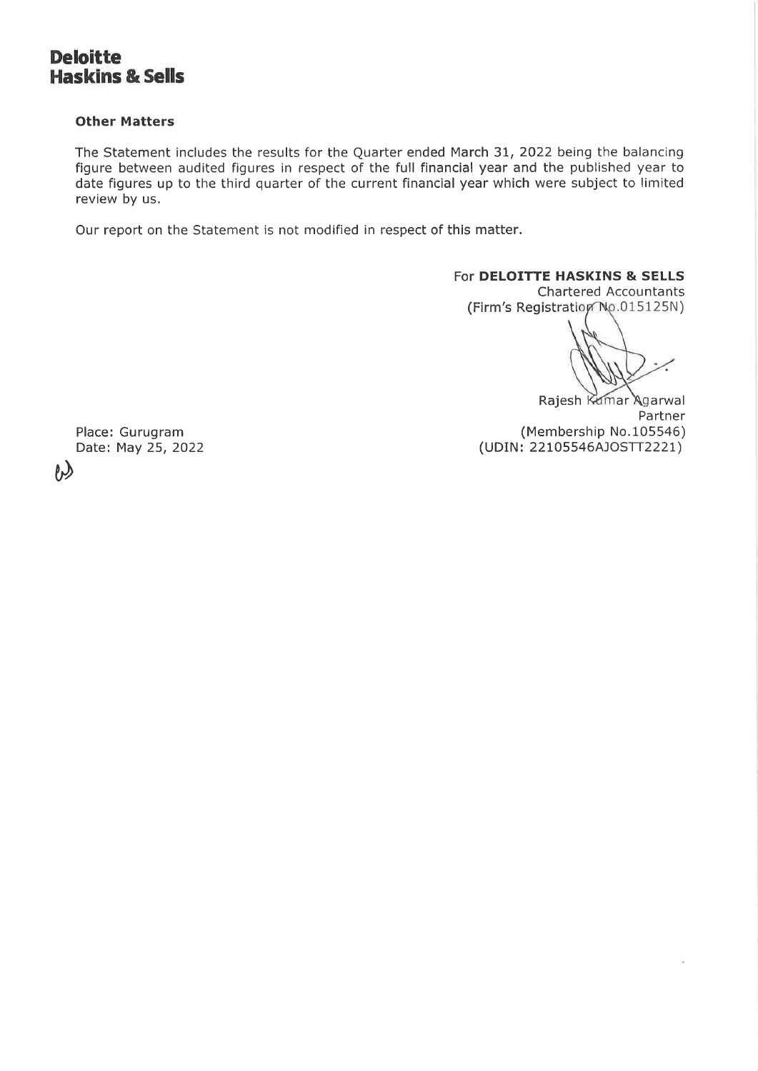**Other Matters**

The Statement includes the results for the Quarter ended March 31, 2022 being the balancing figure between audited figures in respect of the full financial year and the published year to date figures up to the third quarter of the current financial year which were subject to limited review by us.

Our report on the Statement is not modified in respect of this matter.

For **DELOITTE HASKINS & SELLS**
Chartered Accountants
(Firm's Registration No.015125N)

Rajesh Kumar Agarwal
Partner
(Membership No.105546)
(UDIN: 22105546AJOSTT2221)

Place: Gurugram
Date: May 25, 2022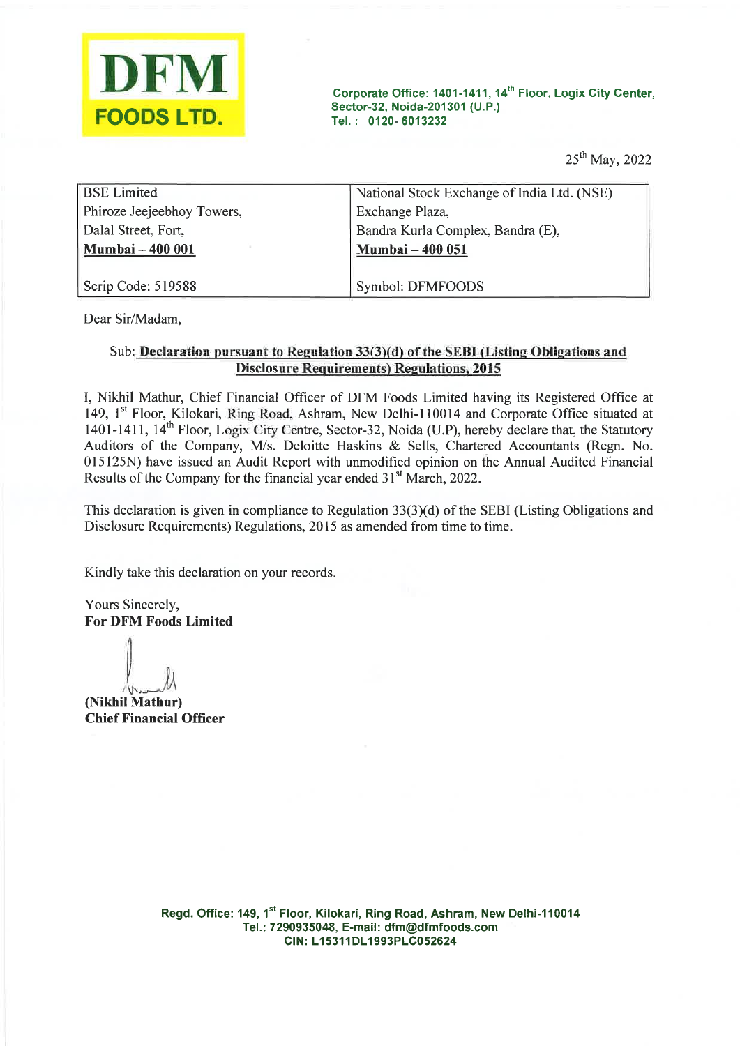**DFM**

**FOODS LTD.**

Corporate Office: 1401-1411, 14th Floor, Logix City Center, Sector-32, Noida-201301 (U.P.)
Tel. : 0120- 6013232

25th May, 2022

| BSE Limited | National Stock Exchange of India Ltd. (NSE) |
|---|---|
| Phiroze Jeejeebhoy Towers, | Exchange Plaza, |
| Dalal Street, Fort, | Bandra Kurla Complex, Bandra (E), |
| **Mumbai – 400 001** | **Mumbai – 400 051** |
| Scrip Code: 519588 | Symbol: DFMFOODS |

Dear Sir/Madam,

Sub: **Declaration pursuant to Regulation 33(3)(d) of the SEBI (Listing Obligations and Disclosure Requirements) Regulations, 2015**

I, Nikhil Mathur, Chief Financial Officer of DFM Foods Limited having its Registered Office at 149, 1st Floor, Kilokari, Ring Road, Ashram, New Delhi-110014 and Corporate Office situated at 1401-1411, 14th Floor, Logix City Centre, Sector-32, Noida (U.P), hereby declare that, the Statutory Auditors of the Company, M/s. Deloitte Haskins & Sells, Chartered Accountants (Regn. No. 015125N) have issued an Audit Report with unmodified opinion on the Annual Audited Financial Results of the Company for the financial year ended 31st March, 2022.

This declaration is given in compliance to Regulation 33(3)(d) of the SEBI (Listing Obligations and Disclosure Requirements) Regulations, 2015 as amended from time to time.

Kindly take this declaration on your records.

Yours Sincerely,
**For DFM Foods Limited**

**(Nikhil Mathur)**
**Chief Financial Officer**

**Regd. Office: 149, 1st Floor, Kilokari, Ring Road, Ashram, New Delhi-110014**
**Tel.: 7290935048, E-mail: dfm@dfmfoods.com**
**CIN: L15311DL1993PLC052624**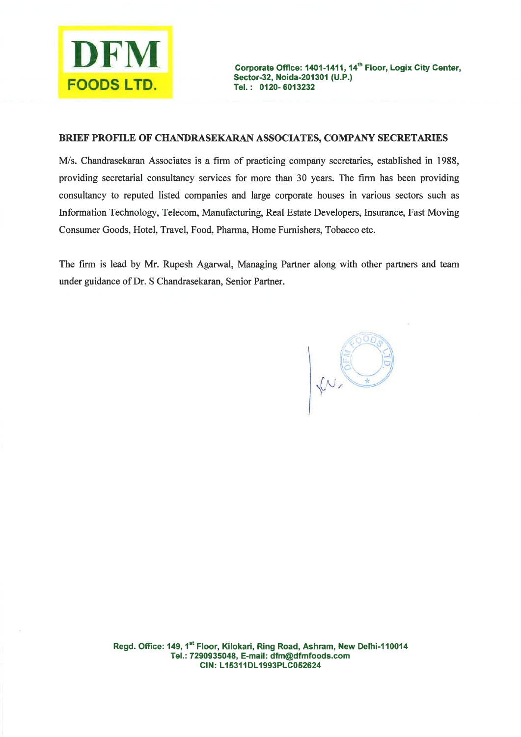## BRIEF PROFILE OF CHANDRASEKARAN ASSOCIATES, COMPANY SECRETARIES

M/s. Chandrasekaran Associates is a firm of practicing company secretaries, established in 1988, providing secretarial consultancy services for more than 30 years. The firm has been providing consultancy to reputed listed companies and large corporate houses in various sectors such as Information Technology, Telecom, Manufacturing, Real Estate Developers, Insurance, Fast Moving Consumer Goods, Hotel, Travel, Food, Pharma, Home Furnishers, Tobacco etc.

The firm is lead by Mr. Rupesh Agarwal, Managing Partner along with other partners and team under guidance of Dr. S Chandrasekaran, Senior Partner.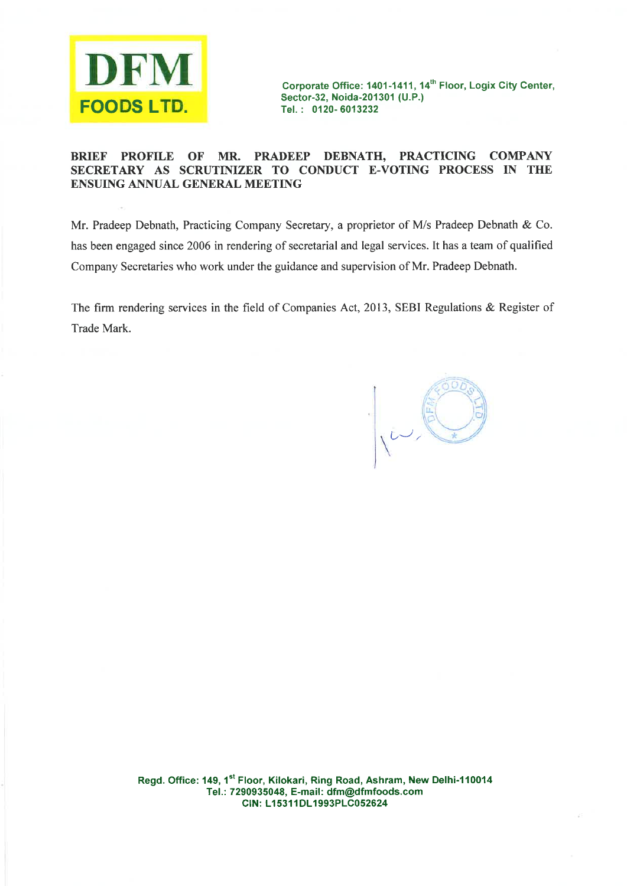**DFM FOODS LTD.**

Corporate Office: 1401-1411, 14th Floor, Logix City Center, Sector-32, Noida-201301 (U.P.)
Tel. : 0120- 6013232

**BRIEF PROFILE OF MR. PRADEEP DEBNATH, PRACTICING COMPANY SECRETARY AS SCRUTINIZER TO CONDUCT E-VOTING PROCESS IN THE ENSUING ANNUAL GENERAL MEETING**

Mr. Pradeep Debnath, Practicing Company Secretary, a proprietor of M/s Pradeep Debnath & Co. has been engaged since 2006 in rendering of secretarial and legal services. It has a team of qualified Company Secretaries who work under the guidance and supervision of Mr. Pradeep Debnath.

The firm rendering services in the field of Companies Act, 2013, SEBI Regulations & Register of Trade Mark.

Regd. Office: 149, 1st Floor, Kilokari, Ring Road, Ashram, New Delhi-110014
Tel.: 7290935048, E-mail: dfm@dfmfoods.com
CIN: L15311DL1993PLC052624